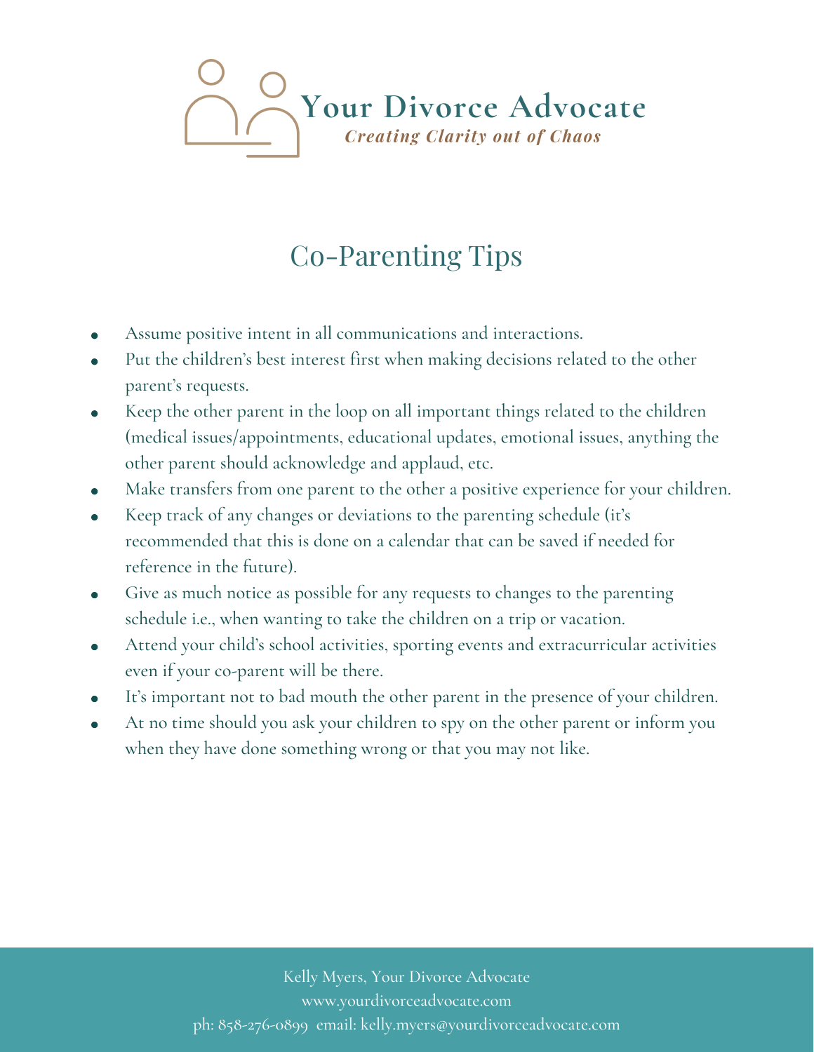# Your Divorce Advocate

***Creating Clarity out of Chaos***

## Co-Parenting Tips

- Assume positive intent in all communications and interactions.
- Put the children's best interest first when making decisions related to the other parent's requests.
- Keep the other parent in the loop on all important things related to the children (medical issues/appointments, educational updates, emotional issues, anything the other parent should acknowledge and applaud, etc.
- Make transfers from one parent to the other a positive experience for your children.
- Keep track of any changes or deviations to the parenting schedule (it's recommended that this is done on a calendar that can be saved if needed for reference in the future).
- Give as much notice as possible for any requests to changes to the parenting schedule i.e., when wanting to take the children on a trip or vacation.
- Attend your child's school activities, sporting events and extracurricular activities even if your co-parent will be there.
- It's important not to bad mouth the other parent in the presence of your children.
- At no time should you ask your children to spy on the other parent or inform you when they have done something wrong or that you may not like.

Kelly Myers, Your Divorce Advocate
www.yourdivorceadvocate.com
ph: 858-276-0899 email: kelly.myers@yourdivorceadvocate.com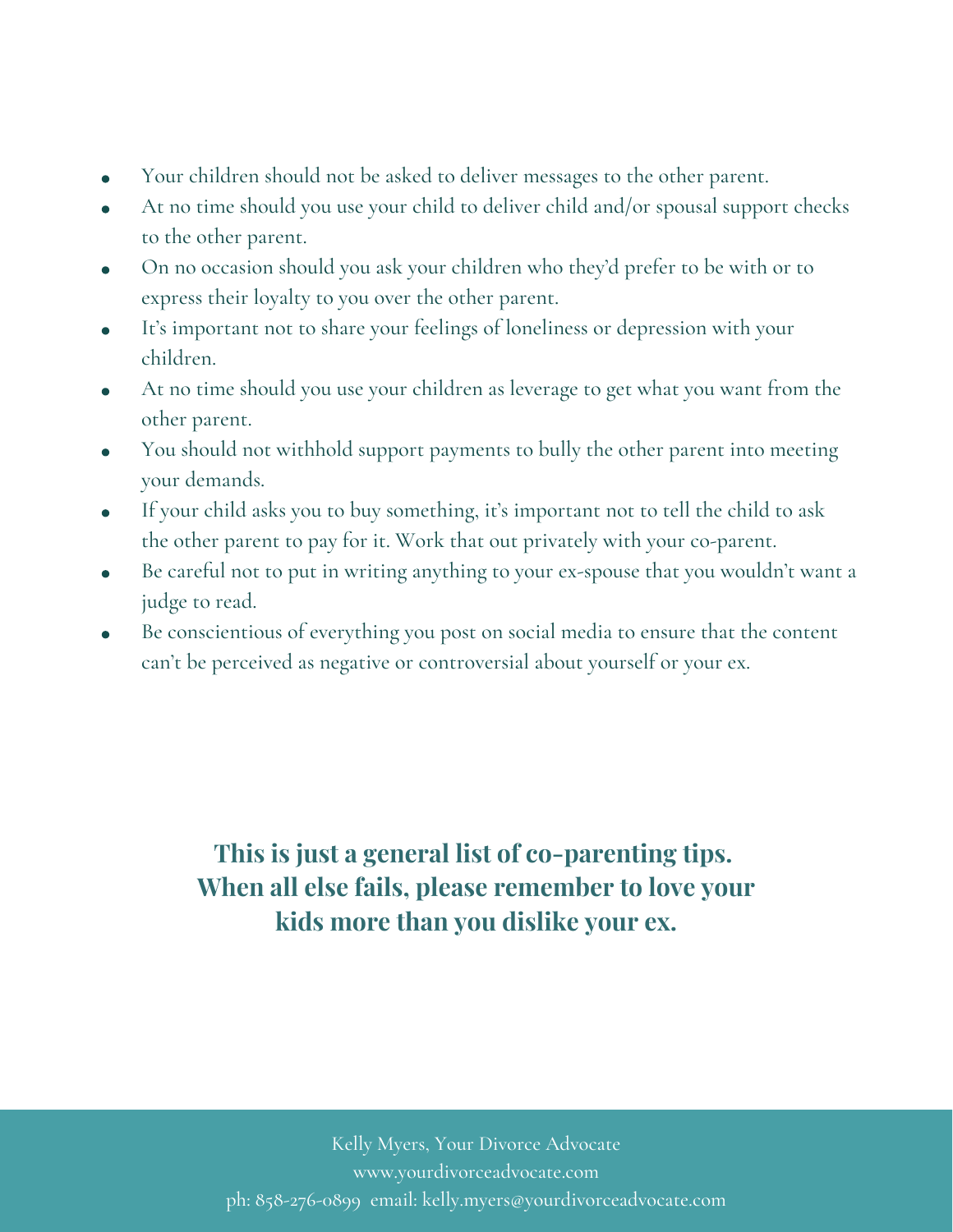- Your children should not be asked to deliver messages to the other parent.
- At no time should you use your child to deliver child and/or spousal support checks to the other parent.
- On no occasion should you ask your children who they'd prefer to be with or to express their loyalty to you over the other parent.
- It's important not to share your feelings of loneliness or depression with your children.
- At no time should you use your children as leverage to get what you want from the other parent.
- You should not withhold support payments to bully the other parent into meeting your demands.
- If your child asks you to buy something, it's important not to tell the child to ask the other parent to pay for it. Work that out privately with your co-parent.
- Be careful not to put in writing anything to your ex-spouse that you wouldn't want a judge to read.
- Be conscientious of everything you post on social media to ensure that the content can't be perceived as negative or controversial about yourself or your ex.

**This is just a general list of co-parenting tips. When all else fails, please remember to love your kids more than you dislike your ex.**

Kelly Myers, Your Divorce Advocate
www.yourdivorceadvocate.com
ph: 858-276-0899 email: kelly.myers@yourdivorceadvocate.com